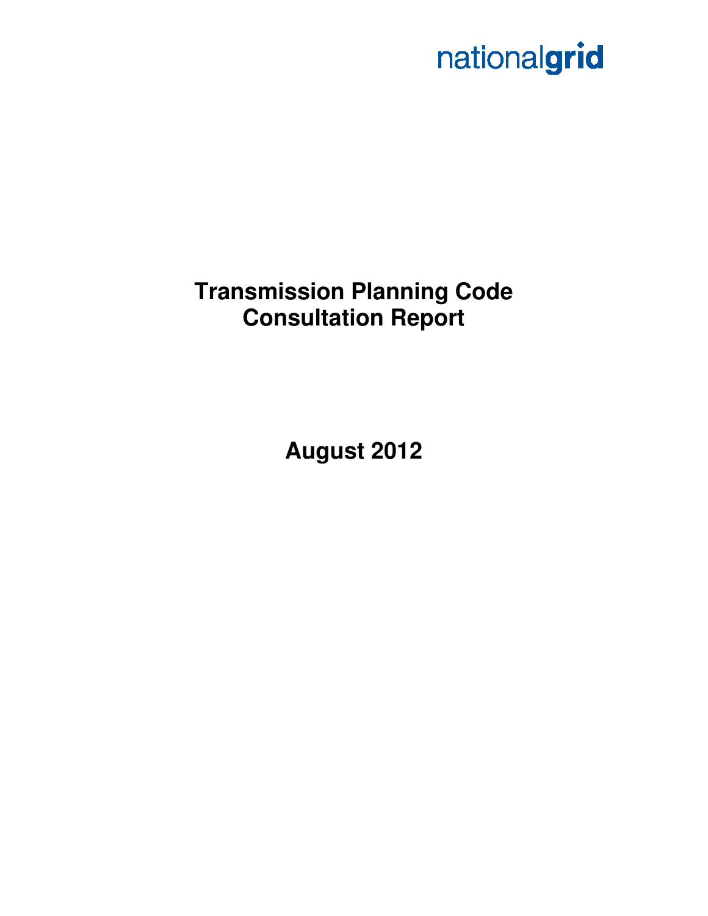nationalgrid

# Transmission Planning Code Consultation Report

## August 2012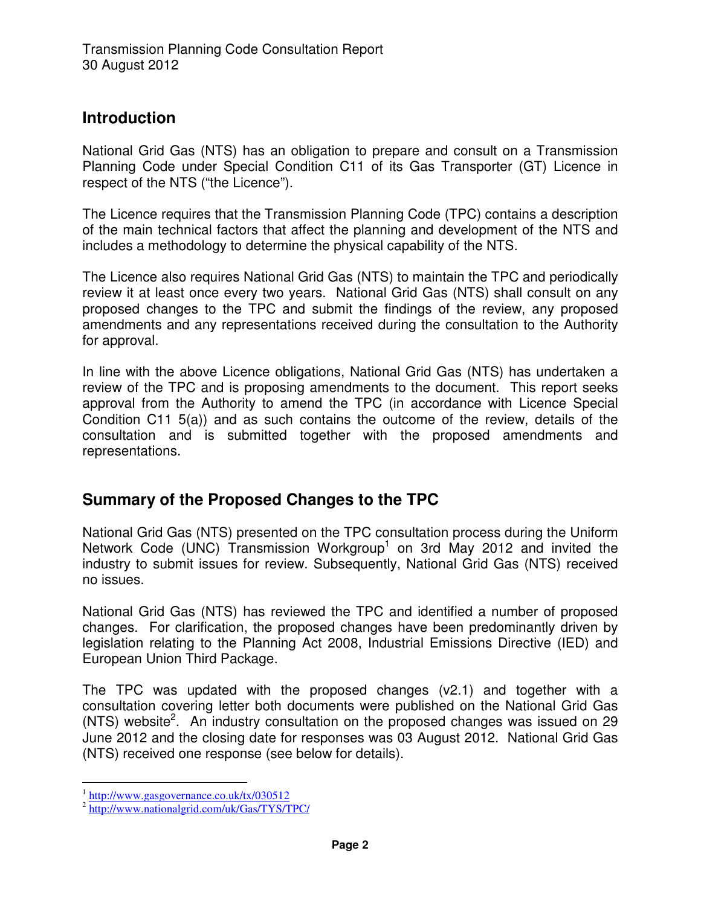## Introduction

National Grid Gas (NTS) has an obligation to prepare and consult on a Transmission Planning Code under Special Condition C11 of its Gas Transporter (GT) Licence in respect of the NTS ("the Licence").

The Licence requires that the Transmission Planning Code (TPC) contains a description of the main technical factors that affect the planning and development of the NTS and includes a methodology to determine the physical capability of the NTS.

The Licence also requires National Grid Gas (NTS) to maintain the TPC and periodically review it at least once every two years. National Grid Gas (NTS) shall consult on any proposed changes to the TPC and submit the findings of the review, any proposed amendments and any representations received during the consultation to the Authority for approval.

In line with the above Licence obligations, National Grid Gas (NTS) has undertaken a review of the TPC and is proposing amendments to the document. This report seeks approval from the Authority to amend the TPC (in accordance with Licence Special Condition C11 5(a)) and as such contains the outcome of the review, details of the consultation and is submitted together with the proposed amendments and representations.

## Summary of the Proposed Changes to the TPC

National Grid Gas (NTS) presented on the TPC consultation process during the Uniform Network Code (UNC) Transmission Workgroup[1] on 3rd May 2012 and invited the industry to submit issues for review. Subsequently, National Grid Gas (NTS) received no issues.

National Grid Gas (NTS) has reviewed the TPC and identified a number of proposed changes. For clarification, the proposed changes have been predominantly driven by legislation relating to the Planning Act 2008, Industrial Emissions Directive (IED) and European Union Third Package.

The TPC was updated with the proposed changes (v2.1) and together with a consultation covering letter both documents were published on the National Grid Gas (NTS) website[2]. An industry consultation on the proposed changes was issued on 29 June 2012 and the closing date for responses was 03 August 2012. National Grid Gas (NTS) received one response (see below for details).

[1] http://www.gasgovernance.co.uk/tx/030512

[2] http://www.nationalgrid.com/uk/Gas/TYS/TPC/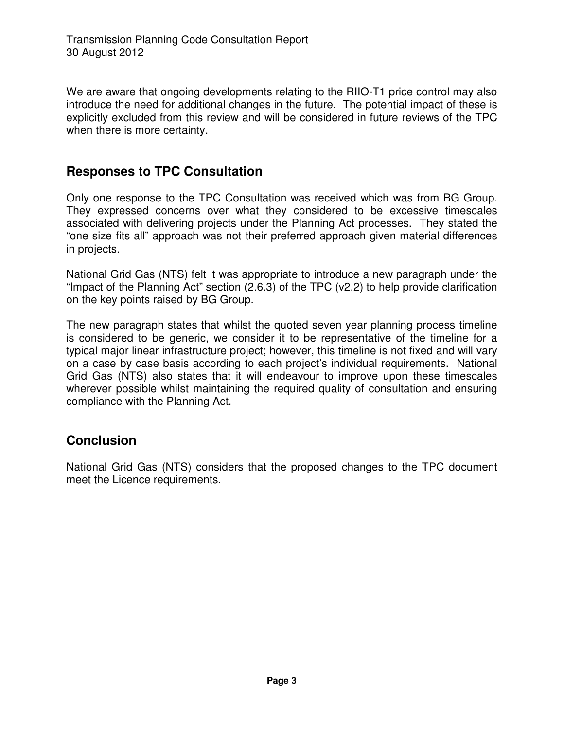We are aware that ongoing developments relating to the RIIO-T1 price control may also introduce the need for additional changes in the future. The potential impact of these is explicitly excluded from this review and will be considered in future reviews of the TPC when there is more certainty.

## Responses to TPC Consultation

Only one response to the TPC Consultation was received which was from BG Group. They expressed concerns over what they considered to be excessive timescales associated with delivering projects under the Planning Act processes. They stated the "one size fits all" approach was not their preferred approach given material differences in projects.

National Grid Gas (NTS) felt it was appropriate to introduce a new paragraph under the "Impact of the Planning Act" section (2.6.3) of the TPC (v2.2) to help provide clarification on the key points raised by BG Group.

The new paragraph states that whilst the quoted seven year planning process timeline is considered to be generic, we consider it to be representative of the timeline for a typical major linear infrastructure project; however, this timeline is not fixed and will vary on a case by case basis according to each project's individual requirements. National Grid Gas (NTS) also states that it will endeavour to improve upon these timescales wherever possible whilst maintaining the required quality of consultation and ensuring compliance with the Planning Act.

## Conclusion

National Grid Gas (NTS) considers that the proposed changes to the TPC document meet the Licence requirements.